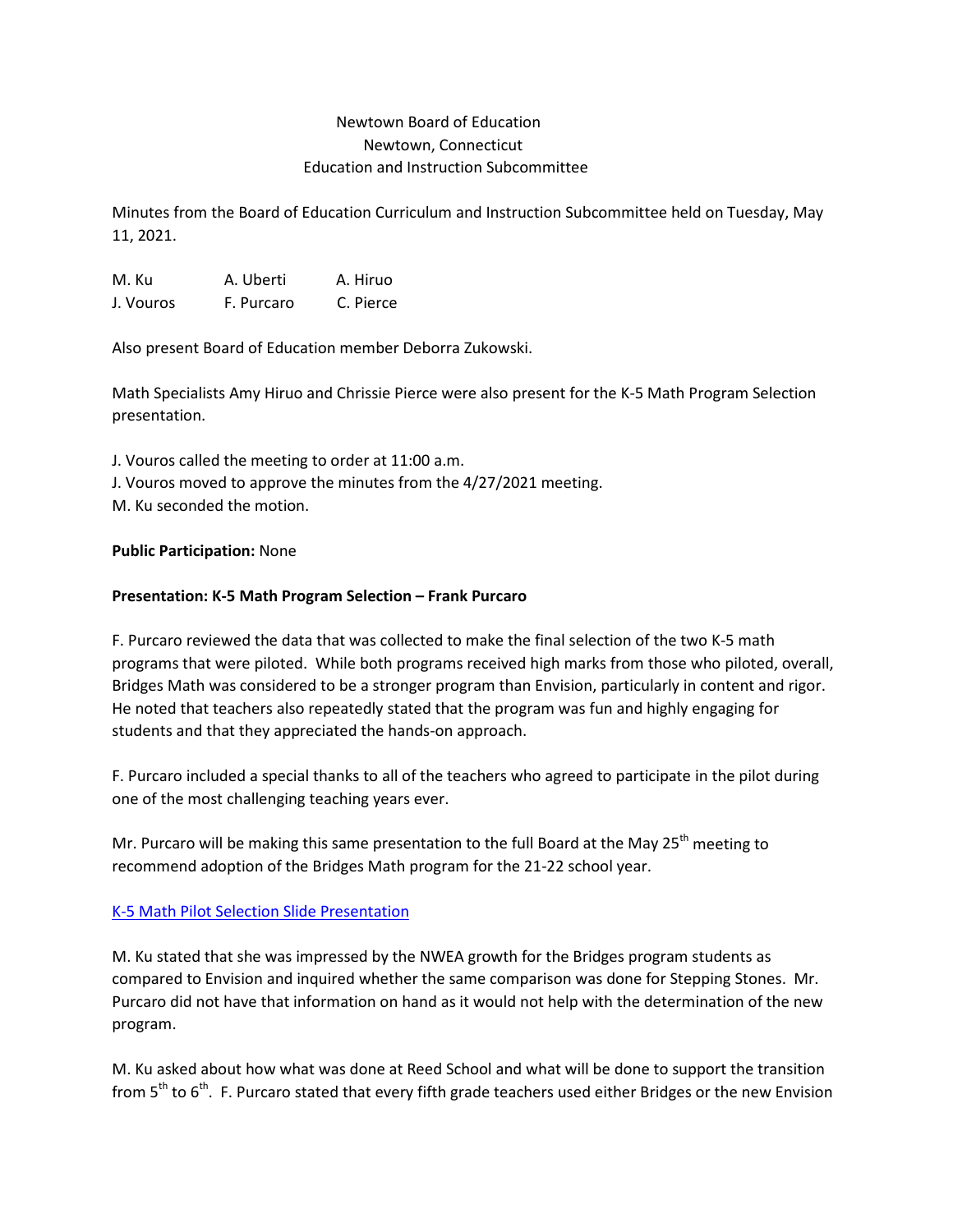Newtown Board of Education
Newtown, Connecticut
Education and Instruction Subcommittee

Minutes from the Board of Education Curriculum and Instruction Subcommittee held on Tuesday, May 11, 2021.

| | | |
|---|---|---|
| M. Ku | A. Uberti | A. Hiruo |
| J. Vouros | F. Purcaro | C. Pierce |

Also present Board of Education member Deborra Zukowski.

Math Specialists Amy Hiruo and Chrissie Pierce were also present for the K-5 Math Program Selection presentation.

J. Vouros called the meeting to order at 11:00 a.m.
J. Vouros moved to approve the minutes from the 4/27/2021 meeting.
M. Ku seconded the motion.

**Public Participation:** None

**Presentation: K-5 Math Program Selection – Frank Purcaro**

F. Purcaro reviewed the data that was collected to make the final selection of the two K-5 math programs that were piloted. While both programs received high marks from those who piloted, overall, Bridges Math was considered to be a stronger program than Envision, particularly in content and rigor. He noted that teachers also repeatedly stated that the program was fun and highly engaging for students and that they appreciated the hands-on approach.

F. Purcaro included a special thanks to all of the teachers who agreed to participate in the pilot during one of the most challenging teaching years ever.

Mr. Purcaro will be making this same presentation to the full Board at the May 25th meeting to recommend adoption of the Bridges Math program for the 21-22 school year.

[K-5 Math Pilot Selection Slide Presentation]

M. Ku stated that she was impressed by the NWEA growth for the Bridges program students as compared to Envision and inquired whether the same comparison was done for Stepping Stones. Mr. Purcaro did not have that information on hand as it would not help with the determination of the new program.

M. Ku asked about how what was done at Reed School and what will be done to support the transition from 5th to 6th. F. Purcaro stated that every fifth grade teachers used either Bridges or the new Envision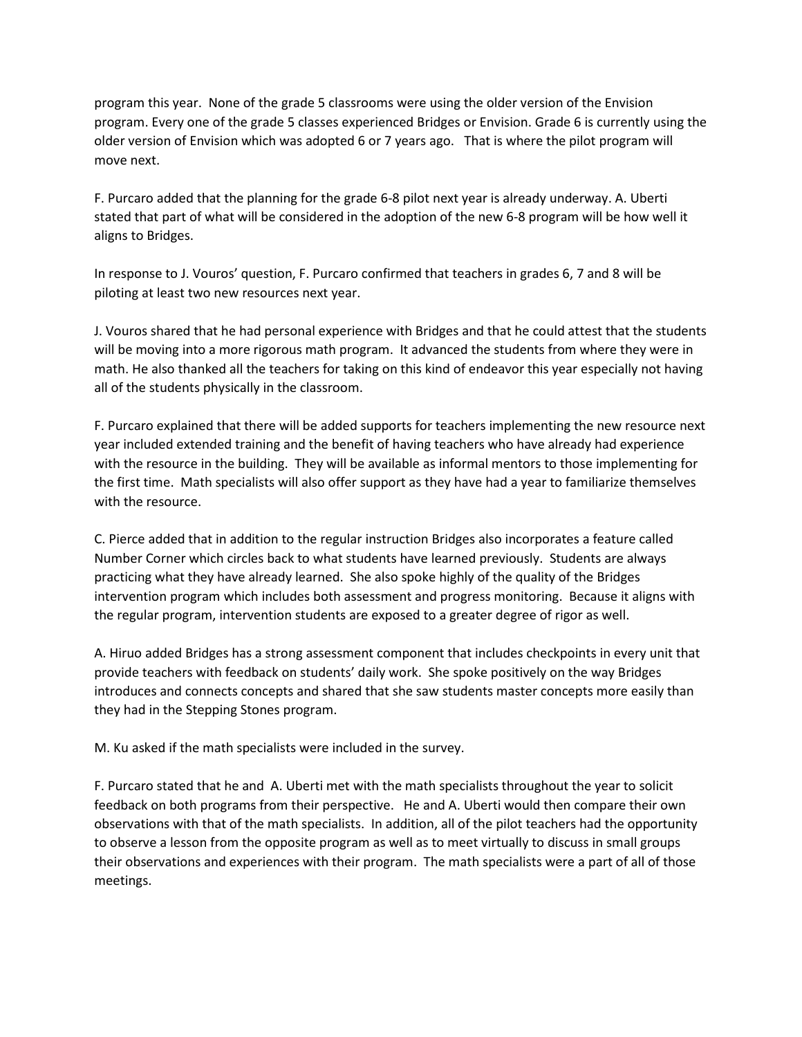program this year. None of the grade 5 classrooms were using the older version of the Envision program. Every one of the grade 5 classes experienced Bridges or Envision. Grade 6 is currently using the older version of Envision which was adopted 6 or 7 years ago. That is where the pilot program will move next.

F. Purcaro added that the planning for the grade 6-8 pilot next year is already underway. A. Uberti stated that part of what will be considered in the adoption of the new 6-8 program will be how well it aligns to Bridges.

In response to J. Vouros' question, F. Purcaro confirmed that teachers in grades 6, 7 and 8 will be piloting at least two new resources next year.

J. Vouros shared that he had personal experience with Bridges and that he could attest that the students will be moving into a more rigorous math program. It advanced the students from where they were in math. He also thanked all the teachers for taking on this kind of endeavor this year especially not having all of the students physically in the classroom.

F. Purcaro explained that there will be added supports for teachers implementing the new resource next year included extended training and the benefit of having teachers who have already had experience with the resource in the building. They will be available as informal mentors to those implementing for the first time. Math specialists will also offer support as they have had a year to familiarize themselves with the resource.

C. Pierce added that in addition to the regular instruction Bridges also incorporates a feature called Number Corner which circles back to what students have learned previously. Students are always practicing what they have already learned. She also spoke highly of the quality of the Bridges intervention program which includes both assessment and progress monitoring. Because it aligns with the regular program, intervention students are exposed to a greater degree of rigor as well.

A. Hiruo added Bridges has a strong assessment component that includes checkpoints in every unit that provide teachers with feedback on students' daily work. She spoke positively on the way Bridges introduces and connects concepts and shared that she saw students master concepts more easily than they had in the Stepping Stones program.

M. Ku asked if the math specialists were included in the survey.

F. Purcaro stated that he and A. Uberti met with the math specialists throughout the year to solicit feedback on both programs from their perspective. He and A. Uberti would then compare their own observations with that of the math specialists. In addition, all of the pilot teachers had the opportunity to observe a lesson from the opposite program as well as to meet virtually to discuss in small groups their observations and experiences with their program. The math specialists were a part of all of those meetings.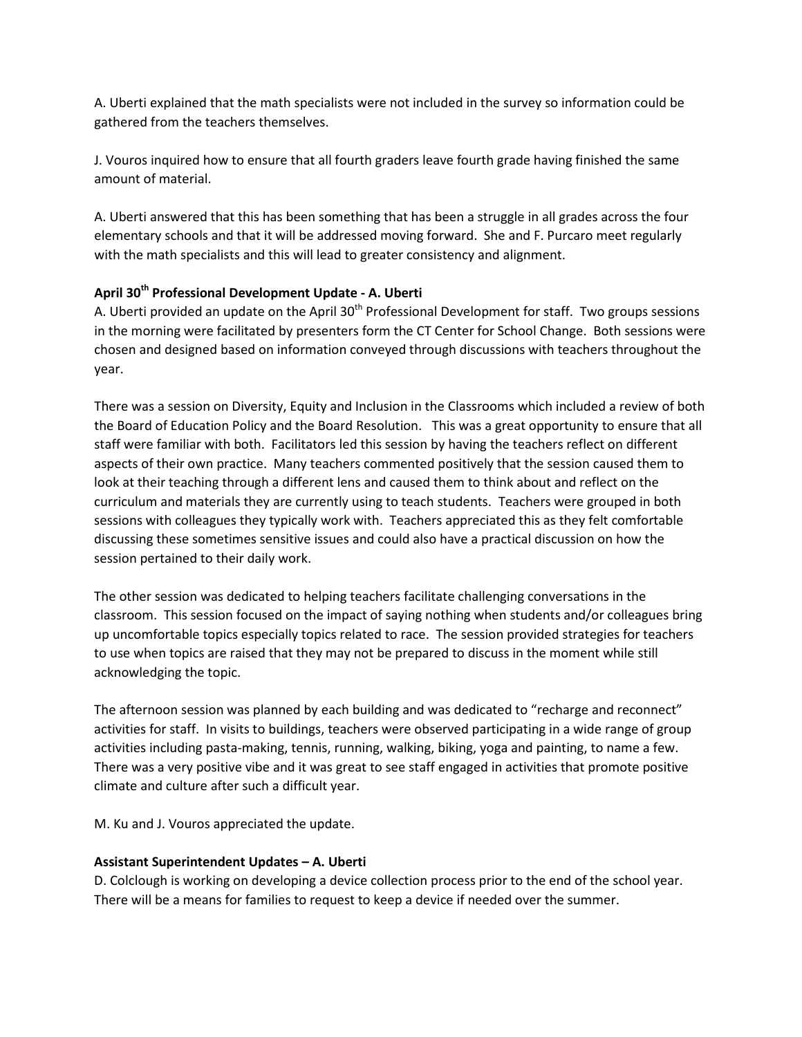A. Uberti explained that the math specialists were not included in the survey so information could be gathered from the teachers themselves.

J. Vouros inquired how to ensure that all fourth graders leave fourth grade having finished the same amount of material.

A. Uberti answered that this has been something that has been a struggle in all grades across the four elementary schools and that it will be addressed moving forward. She and F. Purcaro meet regularly with the math specialists and this will lead to greater consistency and alignment.

**April 30th Professional Development Update - A. Uberti**

A. Uberti provided an update on the April 30th Professional Development for staff. Two groups sessions in the morning were facilitated by presenters form the CT Center for School Change. Both sessions were chosen and designed based on information conveyed through discussions with teachers throughout the year.

There was a session on Diversity, Equity and Inclusion in the Classrooms which included a review of both the Board of Education Policy and the Board Resolution. This was a great opportunity to ensure that all staff were familiar with both. Facilitators led this session by having the teachers reflect on different aspects of their own practice. Many teachers commented positively that the session caused them to look at their teaching through a different lens and caused them to think about and reflect on the curriculum and materials they are currently using to teach students. Teachers were grouped in both sessions with colleagues they typically work with. Teachers appreciated this as they felt comfortable discussing these sometimes sensitive issues and could also have a practical discussion on how the session pertained to their daily work.

The other session was dedicated to helping teachers facilitate challenging conversations in the classroom. This session focused on the impact of saying nothing when students and/or colleagues bring up uncomfortable topics especially topics related to race. The session provided strategies for teachers to use when topics are raised that they may not be prepared to discuss in the moment while still acknowledging the topic.

The afternoon session was planned by each building and was dedicated to "recharge and reconnect" activities for staff. In visits to buildings, teachers were observed participating in a wide range of group activities including pasta-making, tennis, running, walking, biking, yoga and painting, to name a few. There was a very positive vibe and it was great to see staff engaged in activities that promote positive climate and culture after such a difficult year.

M. Ku and J. Vouros appreciated the update.

**Assistant Superintendent Updates – A. Uberti**

D. Colclough is working on developing a device collection process prior to the end of the school year. There will be a means for families to request to keep a device if needed over the summer.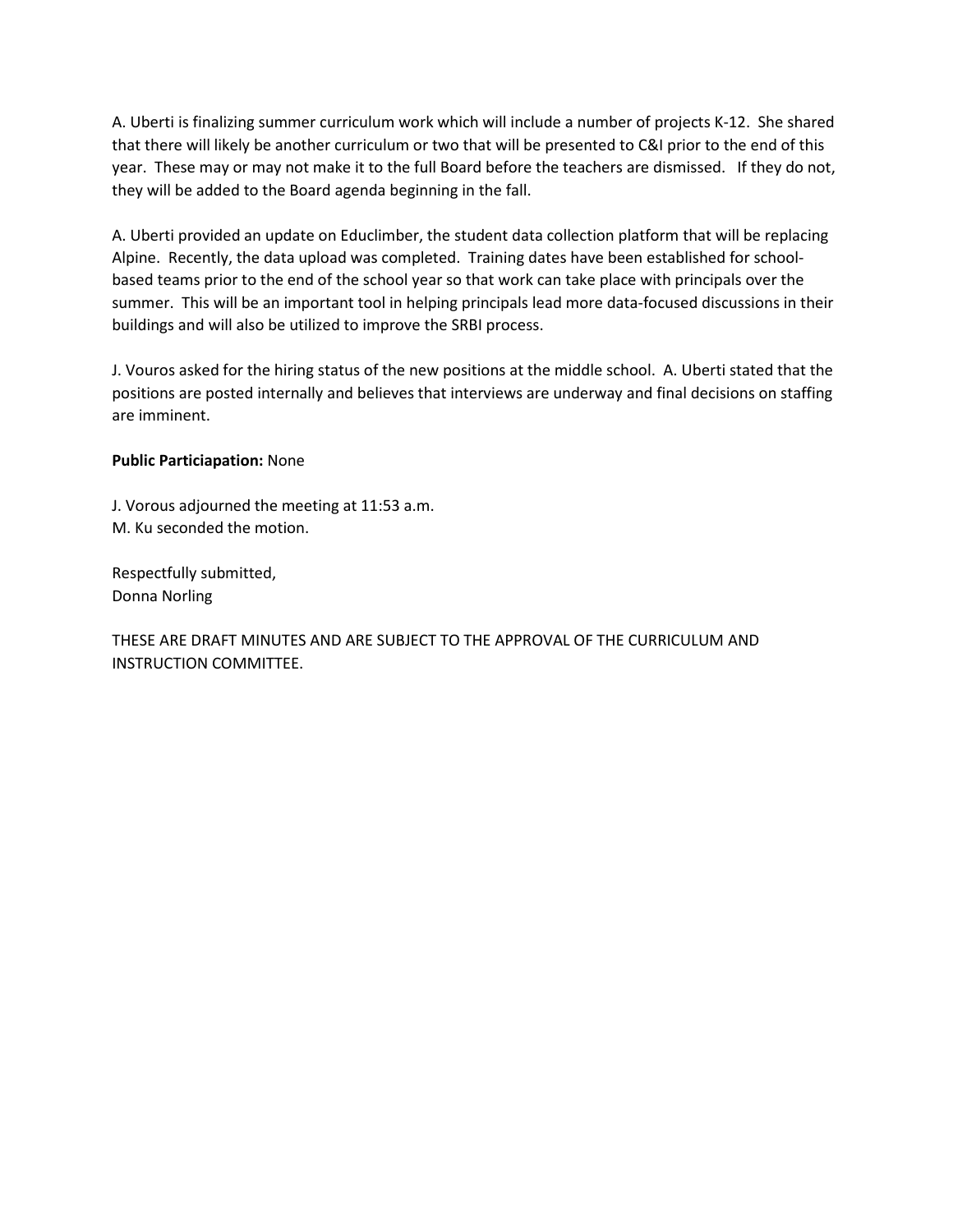A. Uberti is finalizing summer curriculum work which will include a number of projects K-12. She shared that there will likely be another curriculum or two that will be presented to C&I prior to the end of this year. These may or may not make it to the full Board before the teachers are dismissed. If they do not, they will be added to the Board agenda beginning in the fall.

A. Uberti provided an update on Educlimber, the student data collection platform that will be replacing Alpine. Recently, the data upload was completed. Training dates have been established for school-based teams prior to the end of the school year so that work can take place with principals over the summer. This will be an important tool in helping principals lead more data-focused discussions in their buildings and will also be utilized to improve the SRBI process.

J. Vouros asked for the hiring status of the new positions at the middle school. A. Uberti stated that the positions are posted internally and believes that interviews are underway and final decisions on staffing are imminent.

**Public Particiapation:** None

J. Vorous adjourned the meeting at 11:53 a.m.
M. Ku seconded the motion.

Respectfully submitted,
Donna Norling

THESE ARE DRAFT MINUTES AND ARE SUBJECT TO THE APPROVAL OF THE CURRICULUM AND INSTRUCTION COMMITTEE.